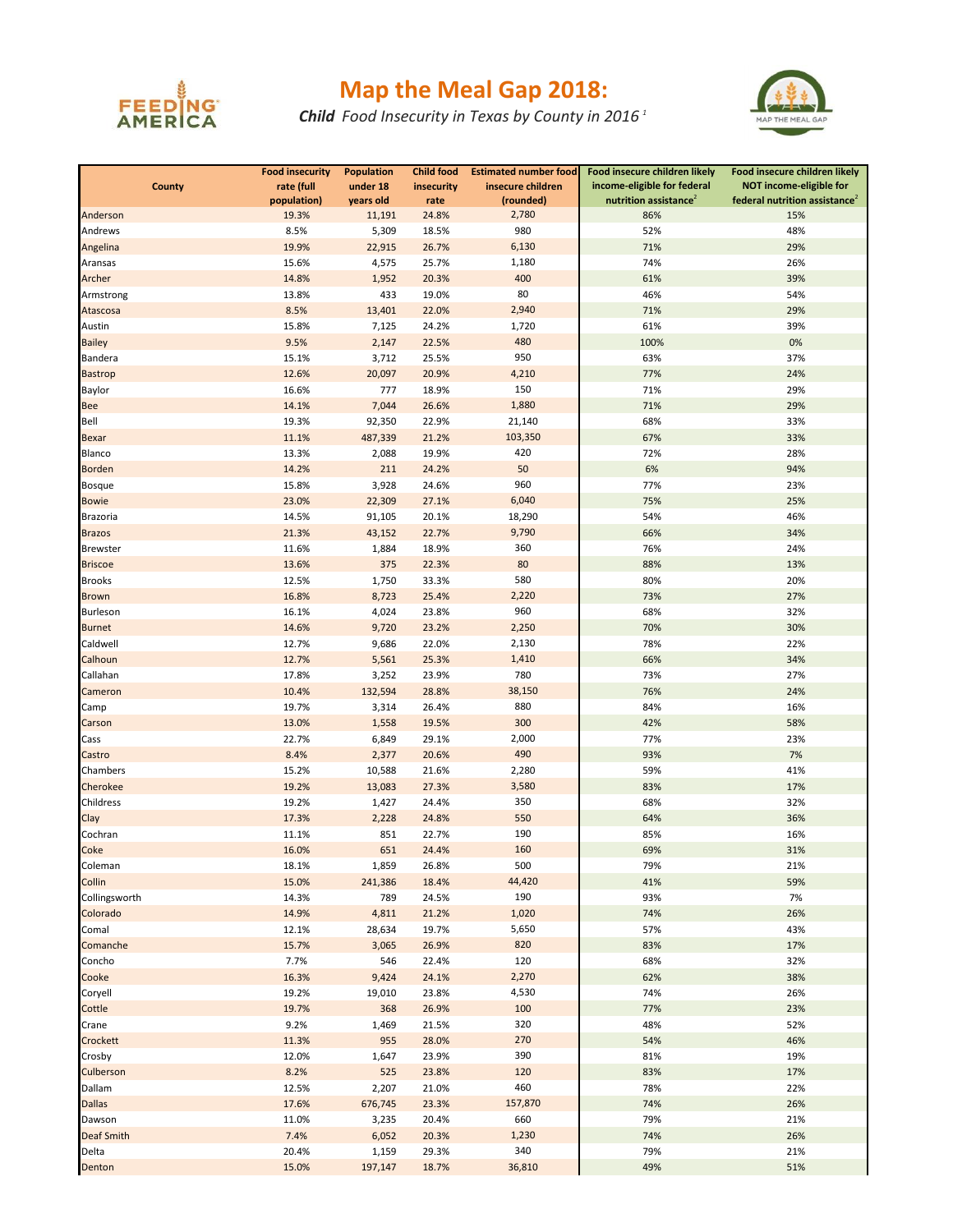# Map the Meal Gap 2018:

***Child*** *Food Insecurity in Texas by County in 2016* [1]

| County | Food insecurity rate (full population) | Population under 18 years old | Child food insecurity rate | Estimated number food insecure children (rounded) | Food insecure children likely income-eligible for federal nutrition assistance[2] | Food insecure children likely NOT income-eligible for federal nutrition assistance[2] |
|---|---|---|---|---|---|---|
| Anderson | 19.3% | 11,191 | 24.8% | 2,780 | 86% | 15% |
| Andrews | 8.5% | 5,309 | 18.5% | 980 | 52% | 48% |
| Angelina | 19.9% | 22,915 | 26.7% | 6,130 | 71% | 29% |
| Aransas | 15.6% | 4,575 | 25.7% | 1,180 | 74% | 26% |
| Archer | 14.8% | 1,952 | 20.3% | 400 | 61% | 39% |
| Armstrong | 13.8% | 433 | 19.0% | 80 | 46% | 54% |
| Atascosa | 8.5% | 13,401 | 22.0% | 2,940 | 71% | 29% |
| Austin | 15.8% | 7,125 | 24.2% | 1,720 | 61% | 39% |
| Bailey | 9.5% | 2,147 | 22.5% | 480 | 100% | 0% |
| Bandera | 15.1% | 3,712 | 25.5% | 950 | 63% | 37% |
| Bastrop | 12.6% | 20,097 | 20.9% | 4,210 | 77% | 24% |
| Baylor | 16.6% | 777 | 18.9% | 150 | 71% | 29% |
| Bee | 14.1% | 7,044 | 26.6% | 1,880 | 71% | 29% |
| Bell | 19.3% | 92,350 | 22.9% | 21,140 | 68% | 33% |
| Bexar | 11.1% | 487,339 | 21.2% | 103,350 | 67% | 33% |
| Blanco | 13.3% | 2,088 | 19.9% | 420 | 72% | 28% |
| Borden | 14.2% | 211 | 24.2% | 50 | 6% | 94% |
| Bosque | 15.8% | 3,928 | 24.6% | 960 | 77% | 23% |
| Bowie | 23.0% | 22,309 | 27.1% | 6,040 | 75% | 25% |
| Brazoria | 14.5% | 91,105 | 20.1% | 18,290 | 54% | 46% |
| Brazos | 21.3% | 43,152 | 22.7% | 9,790 | 66% | 34% |
| Brewster | 11.6% | 1,884 | 18.9% | 360 | 76% | 24% |
| Briscoe | 13.6% | 375 | 22.3% | 80 | 88% | 13% |
| Brooks | 12.5% | 1,750 | 33.3% | 580 | 80% | 20% |
| Brown | 16.8% | 8,723 | 25.4% | 2,220 | 73% | 27% |
| Burleson | 16.1% | 4,024 | 23.8% | 960 | 68% | 32% |
| Burnet | 14.6% | 9,720 | 23.2% | 2,250 | 70% | 30% |
| Caldwell | 12.7% | 9,686 | 22.0% | 2,130 | 78% | 22% |
| Calhoun | 12.7% | 5,561 | 25.3% | 1,410 | 66% | 34% |
| Callahan | 17.8% | 3,252 | 23.9% | 780 | 73% | 27% |
| Cameron | 10.4% | 132,594 | 28.8% | 38,150 | 76% | 24% |
| Camp | 19.7% | 3,314 | 26.4% | 880 | 84% | 16% |
| Carson | 13.0% | 1,558 | 19.5% | 300 | 42% | 58% |
| Cass | 22.7% | 6,849 | 29.1% | 2,000 | 77% | 23% |
| Castro | 8.4% | 2,377 | 20.6% | 490 | 93% | 7% |
| Chambers | 15.2% | 10,588 | 21.6% | 2,280 | 59% | 41% |
| Cherokee | 19.2% | 13,083 | 27.3% | 3,580 | 83% | 17% |
| Childress | 19.2% | 1,427 | 24.4% | 350 | 68% | 32% |
| Clay | 17.3% | 2,228 | 24.8% | 550 | 64% | 36% |
| Cochran | 11.1% | 851 | 22.7% | 190 | 85% | 16% |
| Coke | 16.0% | 651 | 24.4% | 160 | 69% | 31% |
| Coleman | 18.1% | 1,859 | 26.8% | 500 | 79% | 21% |
| Collin | 15.0% | 241,386 | 18.4% | 44,420 | 41% | 59% |
| Collingsworth | 14.3% | 789 | 24.5% | 190 | 93% | 7% |
| Colorado | 14.9% | 4,811 | 21.2% | 1,020 | 74% | 26% |
| Comal | 12.1% | 28,634 | 19.7% | 5,650 | 57% | 43% |
| Comanche | 15.7% | 3,065 | 26.9% | 820 | 83% | 17% |
| Concho | 7.7% | 546 | 22.4% | 120 | 68% | 32% |
| Cooke | 16.3% | 9,424 | 24.1% | 2,270 | 62% | 38% |
| Coryell | 19.2% | 19,010 | 23.8% | 4,530 | 74% | 26% |
| Cottle | 19.7% | 368 | 26.9% | 100 | 77% | 23% |
| Crane | 9.2% | 1,469 | 21.5% | 320 | 48% | 52% |
| Crockett | 11.3% | 955 | 28.0% | 270 | 54% | 46% |
| Crosby | 12.0% | 1,647 | 23.9% | 390 | 81% | 19% |
| Culberson | 8.2% | 525 | 23.8% | 120 | 83% | 17% |
| Dallam | 12.5% | 2,207 | 21.0% | 460 | 78% | 22% |
| Dallas | 17.6% | 676,745 | 23.3% | 157,870 | 74% | 26% |
| Dawson | 11.0% | 3,235 | 20.4% | 660 | 79% | 21% |
| Deaf Smith | 7.4% | 6,052 | 20.3% | 1,230 | 74% | 26% |
| Delta | 20.4% | 1,159 | 29.3% | 340 | 79% | 21% |
| Denton | 15.0% | 197,147 | 18.7% | 36,810 | 49% | 51% |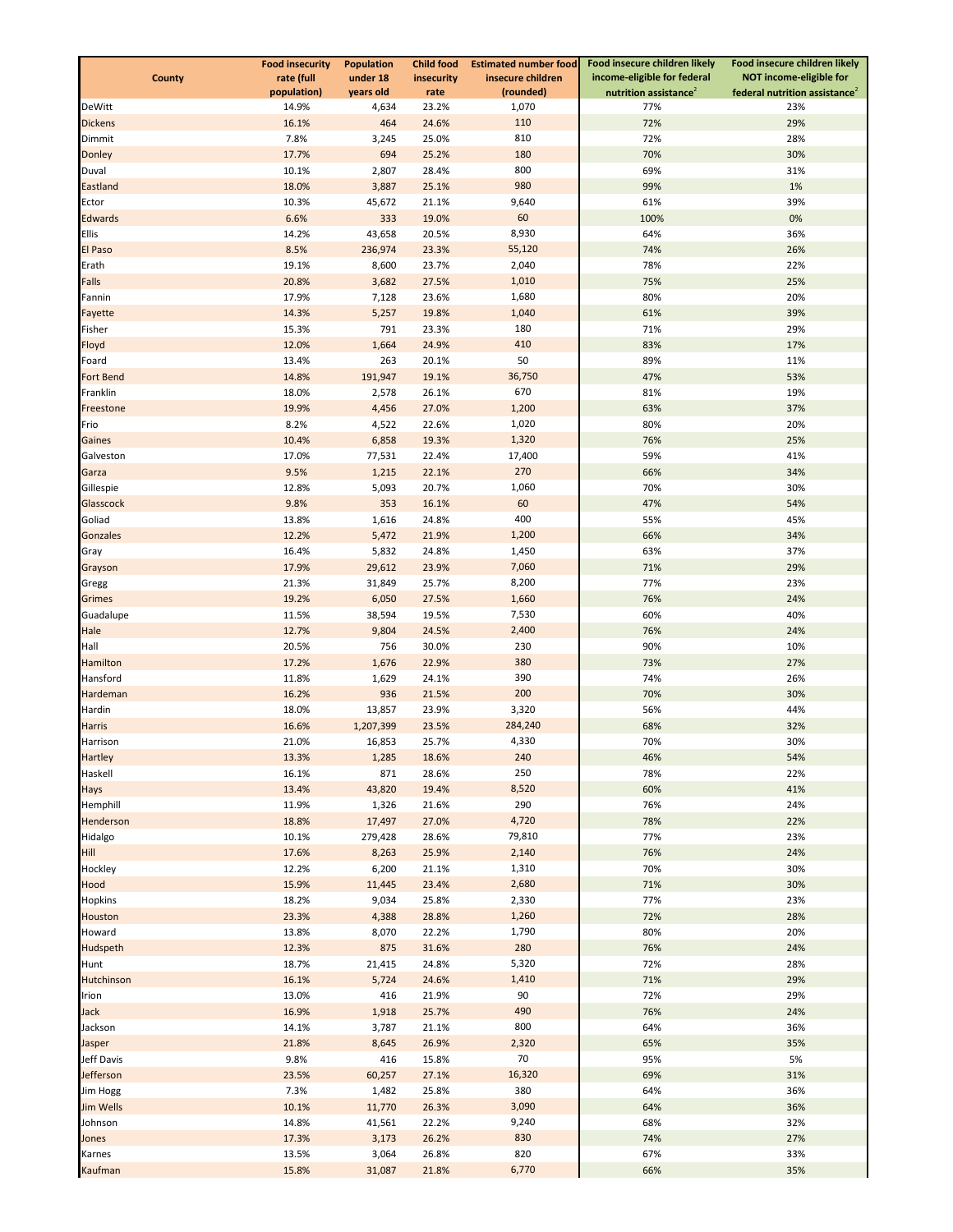| County | Food insecurity rate (full population) | Population under 18 years old | Child food insecurity rate | Estimated number food insecure children (rounded) | Food insecure children likely income-eligible for federal nutrition assistance[2] | Food insecure children likely NOT income-eligible for federal nutrition assistance[2] |
|---|---|---|---|---|---|---|
| DeWitt | 14.9% | 4,634 | 23.2% | 1,070 | 77% | 23% |
| Dickens | 16.1% | 464 | 24.6% | 110 | 72% | 29% |
| Dimmit | 7.8% | 3,245 | 25.0% | 810 | 72% | 28% |
| Donley | 17.7% | 694 | 25.2% | 180 | 70% | 30% |
| Duval | 10.1% | 2,807 | 28.4% | 800 | 69% | 31% |
| Eastland | 18.0% | 3,887 | 25.1% | 980 | 99% | 1% |
| Ector | 10.3% | 45,672 | 21.1% | 9,640 | 61% | 39% |
| Edwards | 6.6% | 333 | 19.0% | 60 | 100% | 0% |
| Ellis | 14.2% | 43,658 | 20.5% | 8,930 | 64% | 36% |
| El Paso | 8.5% | 236,974 | 23.3% | 55,120 | 74% | 26% |
| Erath | 19.1% | 8,600 | 23.7% | 2,040 | 78% | 22% |
| Falls | 20.8% | 3,682 | 27.5% | 1,010 | 75% | 25% |
| Fannin | 17.9% | 7,128 | 23.6% | 1,680 | 80% | 20% |
| Fayette | 14.3% | 5,257 | 19.8% | 1,040 | 61% | 39% |
| Fisher | 15.3% | 791 | 23.3% | 180 | 71% | 29% |
| Floyd | 12.0% | 1,664 | 24.9% | 410 | 83% | 17% |
| Foard | 13.4% | 263 | 20.1% | 50 | 89% | 11% |
| Fort Bend | 14.8% | 191,947 | 19.1% | 36,750 | 47% | 53% |
| Franklin | 18.0% | 2,578 | 26.1% | 670 | 81% | 19% |
| Freestone | 19.9% | 4,456 | 27.0% | 1,200 | 63% | 37% |
| Frio | 8.2% | 4,522 | 22.6% | 1,020 | 80% | 20% |
| Gaines | 10.4% | 6,858 | 19.3% | 1,320 | 76% | 25% |
| Galveston | 17.0% | 77,531 | 22.4% | 17,400 | 59% | 41% |
| Garza | 9.5% | 1,215 | 22.1% | 270 | 66% | 34% |
| Gillespie | 12.8% | 5,093 | 20.7% | 1,060 | 70% | 30% |
| Glasscock | 9.8% | 353 | 16.1% | 60 | 47% | 54% |
| Goliad | 13.8% | 1,616 | 24.8% | 400 | 55% | 45% |
| Gonzales | 12.2% | 5,472 | 21.9% | 1,200 | 66% | 34% |
| Gray | 16.4% | 5,832 | 24.8% | 1,450 | 63% | 37% |
| Grayson | 17.9% | 29,612 | 23.9% | 7,060 | 71% | 29% |
| Gregg | 21.3% | 31,849 | 25.7% | 8,200 | 77% | 23% |
| Grimes | 19.2% | 6,050 | 27.5% | 1,660 | 76% | 24% |
| Guadalupe | 11.5% | 38,594 | 19.5% | 7,530 | 60% | 40% |
| Hale | 12.7% | 9,804 | 24.5% | 2,400 | 76% | 24% |
| Hall | 20.5% | 756 | 30.0% | 230 | 90% | 10% |
| Hamilton | 17.2% | 1,676 | 22.9% | 380 | 73% | 27% |
| Hansford | 11.8% | 1,629 | 24.1% | 390 | 74% | 26% |
| Hardeman | 16.2% | 936 | 21.5% | 200 | 70% | 30% |
| Hardin | 18.0% | 13,857 | 23.9% | 3,320 | 56% | 44% |
| Harris | 16.6% | 1,207,399 | 23.5% | 284,240 | 68% | 32% |
| Harrison | 21.0% | 16,853 | 25.7% | 4,330 | 70% | 30% |
| Hartley | 13.3% | 1,285 | 18.6% | 240 | 46% | 54% |
| Haskell | 16.1% | 871 | 28.6% | 250 | 78% | 22% |
| Hays | 13.4% | 43,820 | 19.4% | 8,520 | 60% | 41% |
| Hemphill | 11.9% | 1,326 | 21.6% | 290 | 76% | 24% |
| Henderson | 18.8% | 17,497 | 27.0% | 4,720 | 78% | 22% |
| Hidalgo | 10.1% | 279,428 | 28.6% | 79,810 | 77% | 23% |
| Hill | 17.6% | 8,263 | 25.9% | 2,140 | 76% | 24% |
| Hockley | 12.2% | 6,200 | 21.1% | 1,310 | 70% | 30% |
| Hood | 15.9% | 11,445 | 23.4% | 2,680 | 71% | 30% |
| Hopkins | 18.2% | 9,034 | 25.8% | 2,330 | 77% | 23% |
| Houston | 23.3% | 4,388 | 28.8% | 1,260 | 72% | 28% |
| Howard | 13.8% | 8,070 | 22.2% | 1,790 | 80% | 20% |
| Hudspeth | 12.3% | 875 | 31.6% | 280 | 76% | 24% |
| Hunt | 18.7% | 21,415 | 24.8% | 5,320 | 72% | 28% |
| Hutchinson | 16.1% | 5,724 | 24.6% | 1,410 | 71% | 29% |
| Irion | 13.0% | 416 | 21.9% | 90 | 72% | 29% |
| Jack | 16.9% | 1,918 | 25.7% | 490 | 76% | 24% |
| Jackson | 14.1% | 3,787 | 21.1% | 800 | 64% | 36% |
| Jasper | 21.8% | 8,645 | 26.9% | 2,320 | 65% | 35% |
| Jeff Davis | 9.8% | 416 | 15.8% | 70 | 95% | 5% |
| Jefferson | 23.5% | 60,257 | 27.1% | 16,320 | 69% | 31% |
| Jim Hogg | 7.3% | 1,482 | 25.8% | 380 | 64% | 36% |
| Jim Wells | 10.1% | 11,770 | 26.3% | 3,090 | 64% | 36% |
| Johnson | 14.8% | 41,561 | 22.2% | 9,240 | 68% | 32% |
| Jones | 17.3% | 3,173 | 26.2% | 830 | 74% | 27% |
| Karnes | 13.5% | 3,064 | 26.8% | 820 | 67% | 33% |
| Kaufman | 15.8% | 31,087 | 21.8% | 6,770 | 66% | 35% |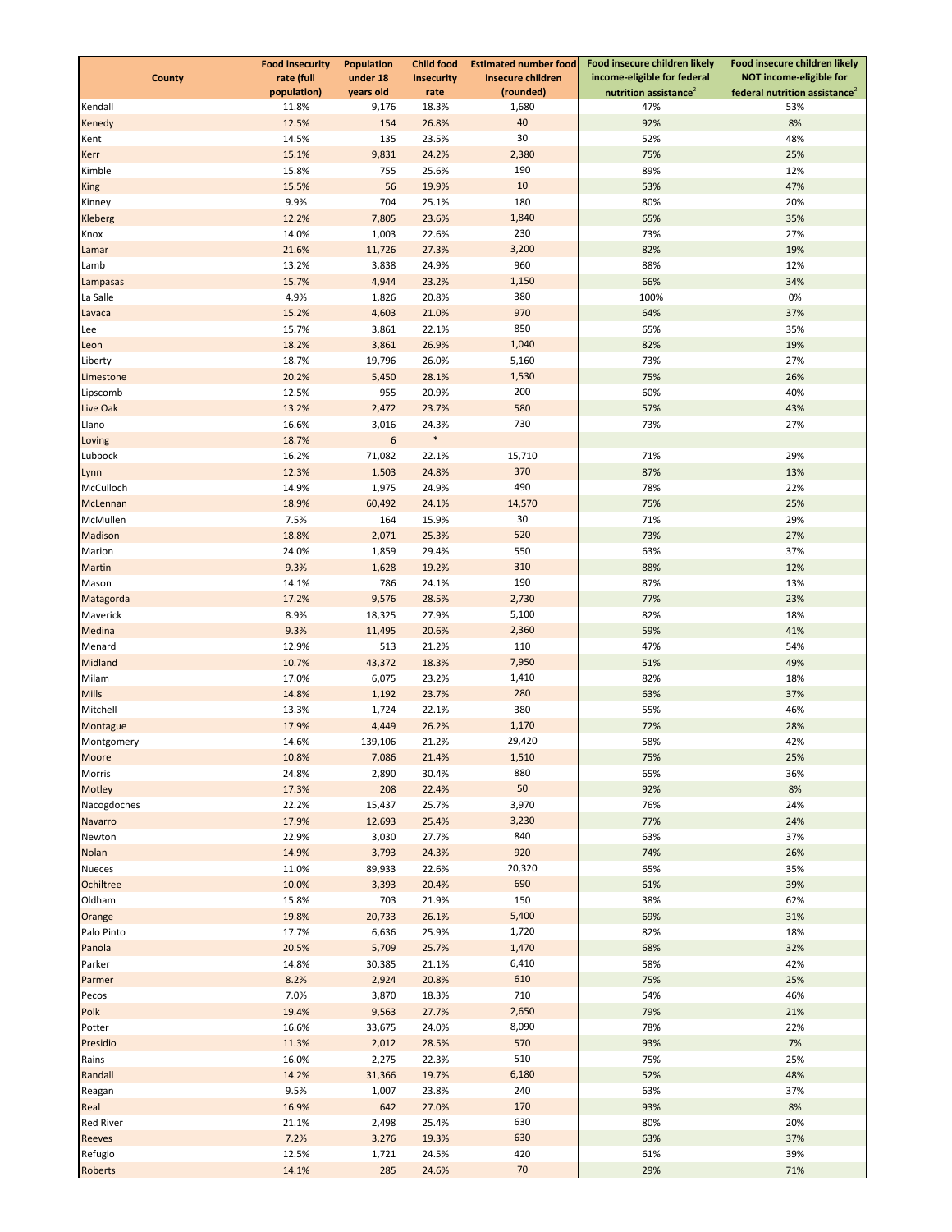| County | Food insecurity rate (full population) | Population under 18 years old | Child food insecurity rate | Estimated number food insecure children (rounded) | Food insecure children likely income-eligible for federal nutrition assistance[2] | Food insecure children likely NOT income-eligible for federal nutrition assistance[2] |
|---|---|---|---|---|---|---|
| Kendall | 11.8% | 9,176 | 18.3% | 1,680 | 47% | 53% |
| Kenedy | 12.5% | 154 | 26.8% | 40 | 92% | 8% |
| Kent | 14.5% | 135 | 23.5% | 30 | 52% | 48% |
| Kerr | 15.1% | 9,831 | 24.2% | 2,380 | 75% | 25% |
| Kimble | 15.8% | 755 | 25.6% | 190 | 89% | 12% |
| King | 15.5% | 56 | 19.9% | 10 | 53% | 47% |
| Kinney | 9.9% | 704 | 25.1% | 180 | 80% | 20% |
| Kleberg | 12.2% | 7,805 | 23.6% | 1,840 | 65% | 35% |
| Knox | 14.0% | 1,003 | 22.6% | 230 | 73% | 27% |
| Lamar | 21.6% | 11,726 | 27.3% | 3,200 | 82% | 19% |
| Lamb | 13.2% | 3,838 | 24.9% | 960 | 88% | 12% |
| Lampasas | 15.7% | 4,944 | 23.2% | 1,150 | 66% | 34% |
| La Salle | 4.9% | 1,826 | 20.8% | 380 | 100% | 0% |
| Lavaca | 15.2% | 4,603 | 21.0% | 970 | 64% | 37% |
| Lee | 15.7% | 3,861 | 22.1% | 850 | 65% | 35% |
| Leon | 18.2% | 3,861 | 26.9% | 1,040 | 82% | 19% |
| Liberty | 18.7% | 19,796 | 26.0% | 5,160 | 73% | 27% |
| Limestone | 20.2% | 5,450 | 28.1% | 1,530 | 75% | 26% |
| Lipscomb | 12.5% | 955 | 20.9% | 200 | 60% | 40% |
| Live Oak | 13.2% | 2,472 | 23.7% | 580 | 57% | 43% |
| Llano | 16.6% | 3,016 | 24.3% | 730 | 73% | 27% |
| Loving | 18.7% | 6 | * | | | |
| Lubbock | 16.2% | 71,082 | 22.1% | 15,710 | 71% | 29% |
| Lynn | 12.3% | 1,503 | 24.8% | 370 | 87% | 13% |
| McCulloch | 14.9% | 1,975 | 24.9% | 490 | 78% | 22% |
| McLennan | 18.9% | 60,492 | 24.1% | 14,570 | 75% | 25% |
| McMullen | 7.5% | 164 | 15.9% | 30 | 71% | 29% |
| Madison | 18.8% | 2,071 | 25.3% | 520 | 73% | 27% |
| Marion | 24.0% | 1,859 | 29.4% | 550 | 63% | 37% |
| Martin | 9.3% | 1,628 | 19.2% | 310 | 88% | 12% |
| Mason | 14.1% | 786 | 24.1% | 190 | 87% | 13% |
| Matagorda | 17.2% | 9,576 | 28.5% | 2,730 | 77% | 23% |
| Maverick | 8.9% | 18,325 | 27.9% | 5,100 | 82% | 18% |
| Medina | 9.3% | 11,495 | 20.6% | 2,360 | 59% | 41% |
| Menard | 12.9% | 513 | 21.2% | 110 | 47% | 54% |
| Midland | 10.7% | 43,372 | 18.3% | 7,950 | 51% | 49% |
| Milam | 17.0% | 6,075 | 23.2% | 1,410 | 82% | 18% |
| Mills | 14.8% | 1,192 | 23.7% | 280 | 63% | 37% |
| Mitchell | 13.3% | 1,724 | 22.1% | 380 | 55% | 46% |
| Montague | 17.9% | 4,449 | 26.2% | 1,170 | 72% | 28% |
| Montgomery | 14.6% | 139,106 | 21.2% | 29,420 | 58% | 42% |
| Moore | 10.8% | 7,086 | 21.4% | 1,510 | 75% | 25% |
| Morris | 24.8% | 2,890 | 30.4% | 880 | 65% | 36% |
| Motley | 17.3% | 208 | 22.4% | 50 | 92% | 8% |
| Nacogdoches | 22.2% | 15,437 | 25.7% | 3,970 | 76% | 24% |
| Navarro | 17.9% | 12,693 | 25.4% | 3,230 | 77% | 24% |
| Newton | 22.9% | 3,030 | 27.7% | 840 | 63% | 37% |
| Nolan | 14.9% | 3,793 | 24.3% | 920 | 74% | 26% |
| Nueces | 11.0% | 89,933 | 22.6% | 20,320 | 65% | 35% |
| Ochiltree | 10.0% | 3,393 | 20.4% | 690 | 61% | 39% |
| Oldham | 15.8% | 703 | 21.9% | 150 | 38% | 62% |
| Orange | 19.8% | 20,733 | 26.1% | 5,400 | 69% | 31% |
| Palo Pinto | 17.7% | 6,636 | 25.9% | 1,720 | 82% | 18% |
| Panola | 20.5% | 5,709 | 25.7% | 1,470 | 68% | 32% |
| Parker | 14.8% | 30,385 | 21.1% | 6,410 | 58% | 42% |
| Parmer | 8.2% | 2,924 | 20.8% | 610 | 75% | 25% |
| Pecos | 7.0% | 3,870 | 18.3% | 710 | 54% | 46% |
| Polk | 19.4% | 9,563 | 27.7% | 2,650 | 79% | 21% |
| Potter | 16.6% | 33,675 | 24.0% | 8,090 | 78% | 22% |
| Presidio | 11.3% | 2,012 | 28.5% | 570 | 93% | 7% |
| Rains | 16.0% | 2,275 | 22.3% | 510 | 75% | 25% |
| Randall | 14.2% | 31,366 | 19.7% | 6,180 | 52% | 48% |
| Reagan | 9.5% | 1,007 | 23.8% | 240 | 63% | 37% |
| Real | 16.9% | 642 | 27.0% | 170 | 93% | 8% |
| Red River | 21.1% | 2,498 | 25.4% | 630 | 80% | 20% |
| Reeves | 7.2% | 3,276 | 19.3% | 630 | 63% | 37% |
| Refugio | 12.5% | 1,721 | 24.5% | 420 | 61% | 39% |
| Roberts | 14.1% | 285 | 24.6% | 70 | 29% | 71% |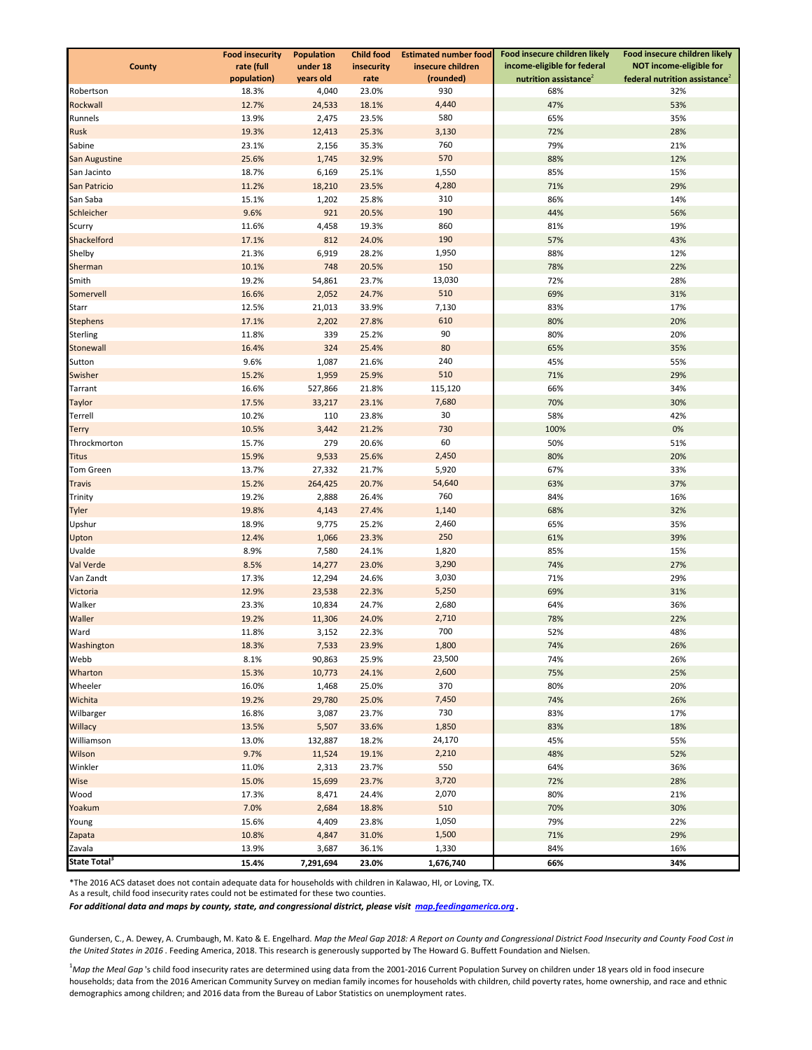| County | Food insecurity rate (full population) | Population under 18 years old | Child food insecurity rate | Estimated number food insecure children (rounded) | Food insecure children likely income-eligible for federal nutrition assistance[2] | Food insecure children likely NOT income-eligible for federal nutrition assistance[2] |
|---|---|---|---|---|---|---|
| Robertson | 18.3% | 4,040 | 23.0% | 930 | 68% | 32% |
| Rockwall | 12.7% | 24,533 | 18.1% | 4,440 | 47% | 53% |
| Runnels | 13.9% | 2,475 | 23.5% | 580 | 65% | 35% |
| Rusk | 19.3% | 12,413 | 25.3% | 3,130 | 72% | 28% |
| Sabine | 23.1% | 2,156 | 35.3% | 760 | 79% | 21% |
| San Augustine | 25.6% | 1,745 | 32.9% | 570 | 88% | 12% |
| San Jacinto | 18.7% | 6,169 | 25.1% | 1,550 | 85% | 15% |
| San Patricio | 11.2% | 18,210 | 23.5% | 4,280 | 71% | 29% |
| San Saba | 15.1% | 1,202 | 25.8% | 310 | 86% | 14% |
| Schleicher | 9.6% | 921 | 20.5% | 190 | 44% | 56% |
| Scurry | 11.6% | 4,458 | 19.3% | 860 | 81% | 19% |
| Shackelford | 17.1% | 812 | 24.0% | 190 | 57% | 43% |
| Shelby | 21.3% | 6,919 | 28.2% | 1,950 | 88% | 12% |
| Sherman | 10.1% | 748 | 20.5% | 150 | 78% | 22% |
| Smith | 19.2% | 54,861 | 23.7% | 13,030 | 72% | 28% |
| Somervell | 16.6% | 2,052 | 24.7% | 510 | 69% | 31% |
| Starr | 12.5% | 21,013 | 33.9% | 7,130 | 83% | 17% |
| Stephens | 17.1% | 2,202 | 27.8% | 610 | 80% | 20% |
| Sterling | 11.8% | 339 | 25.2% | 90 | 80% | 20% |
| Stonewall | 16.4% | 324 | 25.4% | 80 | 65% | 35% |
| Sutton | 9.6% | 1,087 | 21.6% | 240 | 45% | 55% |
| Swisher | 15.2% | 1,959 | 25.9% | 510 | 71% | 29% |
| Tarrant | 16.6% | 527,866 | 21.8% | 115,120 | 66% | 34% |
| Taylor | 17.5% | 33,217 | 23.1% | 7,680 | 70% | 30% |
| Terrell | 10.2% | 110 | 23.8% | 30 | 58% | 42% |
| Terry | 10.5% | 3,442 | 21.2% | 730 | 100% | 0% |
| Throckmorton | 15.7% | 279 | 20.6% | 60 | 50% | 51% |
| Titus | 15.9% | 9,533 | 25.6% | 2,450 | 80% | 20% |
| Tom Green | 13.7% | 27,332 | 21.7% | 5,920 | 67% | 33% |
| Travis | 15.2% | 264,425 | 20.7% | 54,640 | 63% | 37% |
| Trinity | 19.2% | 2,888 | 26.4% | 760 | 84% | 16% |
| Tyler | 19.8% | 4,143 | 27.4% | 1,140 | 68% | 32% |
| Upshur | 18.9% | 9,775 | 25.2% | 2,460 | 65% | 35% |
| Upton | 12.4% | 1,066 | 23.3% | 250 | 61% | 39% |
| Uvalde | 8.9% | 7,580 | 24.1% | 1,820 | 85% | 15% |
| Val Verde | 8.5% | 14,277 | 23.0% | 3,290 | 74% | 27% |
| Van Zandt | 17.3% | 12,294 | 24.6% | 3,030 | 71% | 29% |
| Victoria | 12.9% | 23,538 | 22.3% | 5,250 | 69% | 31% |
| Walker | 23.3% | 10,834 | 24.7% | 2,680 | 64% | 36% |
| Waller | 19.2% | 11,306 | 24.0% | 2,710 | 78% | 22% |
| Ward | 11.8% | 3,152 | 22.3% | 700 | 52% | 48% |
| Washington | 18.3% | 7,533 | 23.9% | 1,800 | 74% | 26% |
| Webb | 8.1% | 90,863 | 25.9% | 23,500 | 74% | 26% |
| Wharton | 15.3% | 10,773 | 24.1% | 2,600 | 75% | 25% |
| Wheeler | 16.0% | 1,468 | 25.0% | 370 | 80% | 20% |
| Wichita | 19.2% | 29,780 | 25.0% | 7,450 | 74% | 26% |
| Wilbarger | 16.8% | 3,087 | 23.7% | 730 | 83% | 17% |
| Willacy | 13.5% | 5,507 | 33.6% | 1,850 | 83% | 18% |
| Williamson | 13.0% | 132,887 | 18.2% | 24,170 | 45% | 55% |
| Wilson | 9.7% | 11,524 | 19.1% | 2,210 | 48% | 52% |
| Winkler | 11.0% | 2,313 | 23.7% | 550 | 64% | 36% |
| Wise | 15.0% | 15,699 | 23.7% | 3,720 | 72% | 28% |
| Wood | 17.3% | 8,471 | 24.4% | 2,070 | 80% | 21% |
| Yoakum | 7.0% | 2,684 | 18.8% | 510 | 70% | 30% |
| Young | 15.6% | 4,409 | 23.8% | 1,050 | 79% | 22% |
| Zapata | 10.8% | 4,847 | 31.0% | 1,500 | 71% | 29% |
| Zavala | 13.9% | 3,687 | 36.1% | 1,330 | 84% | 16% |
| **State Total[3]** | **15.4%** | **7,291,694** | **23.0%** | **1,676,740** | **66%** | **34%** |

*The 2016 ACS dataset does not contain adequate data for households with children in Kalawao, HI, or Loving, TX.
As a result, child food insecurity rates could not be estimated for these two counties.

***For additional data and maps by county, state, and congressional district, please visit map.feedingamerica.org .***

Gundersen, C., A. Dewey, A. Crumbaugh, M. Kato & E. Engelhard. *Map the Meal Gap 2018: A Report on County and Congressional District Food Insecurity and County Food Cost in the United States in 2016* . Feeding America, 2018. This research is generously supported by The Howard G. Buffett Foundation and Nielsen.

[1]*Map the Meal Gap* 's child food insecurity rates are determined using data from the 2001-2016 Current Population Survey on children under 18 years old in food insecure households; data from the 2016 American Community Survey on median family incomes for households with children, child poverty rates, home ownership, and race and ethnic demographics among children; and 2016 data from the Bureau of Labor Statistics on unemployment rates.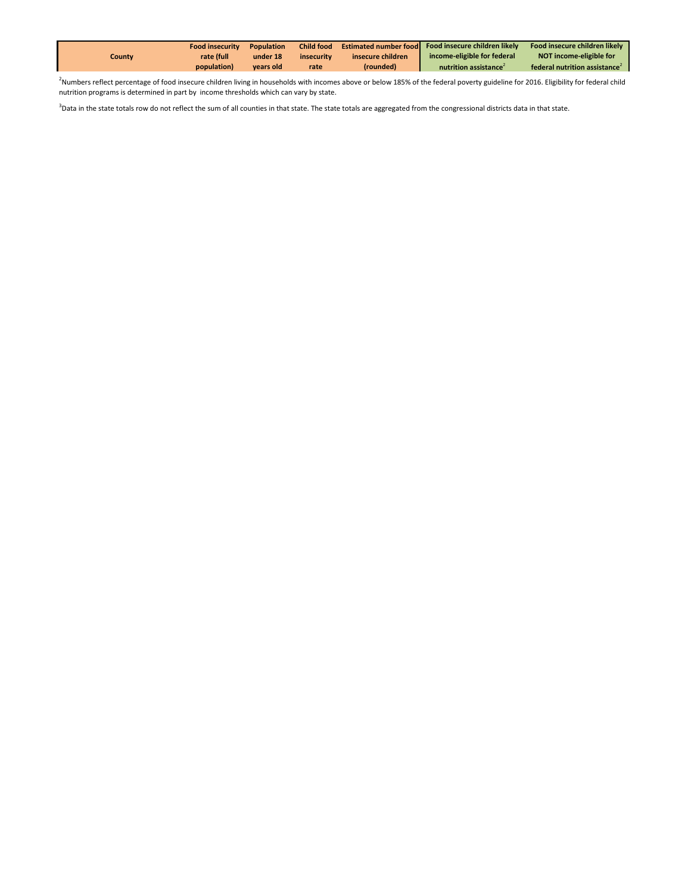| County | Food insecurity rate (full population) | Population under 18 years old | Child food insecurity rate | Estimated number food insecure children (rounded) | Food insecure children likely income-eligible for federal nutrition assistance[2] | Food insecure children likely NOT income-eligible for federal nutrition assistance[2] |
|---|---|---|---|---|---|---|

[2]Numbers reflect percentage of food insecure children living in households with incomes above or below 185% of the federal poverty guideline for 2016. Eligibility for federal child nutrition programs is determined in part by income thresholds which can vary by state.

[3]Data in the state totals row do not reflect the sum of all counties in that state. The state totals are aggregated from the congressional districts data in that state.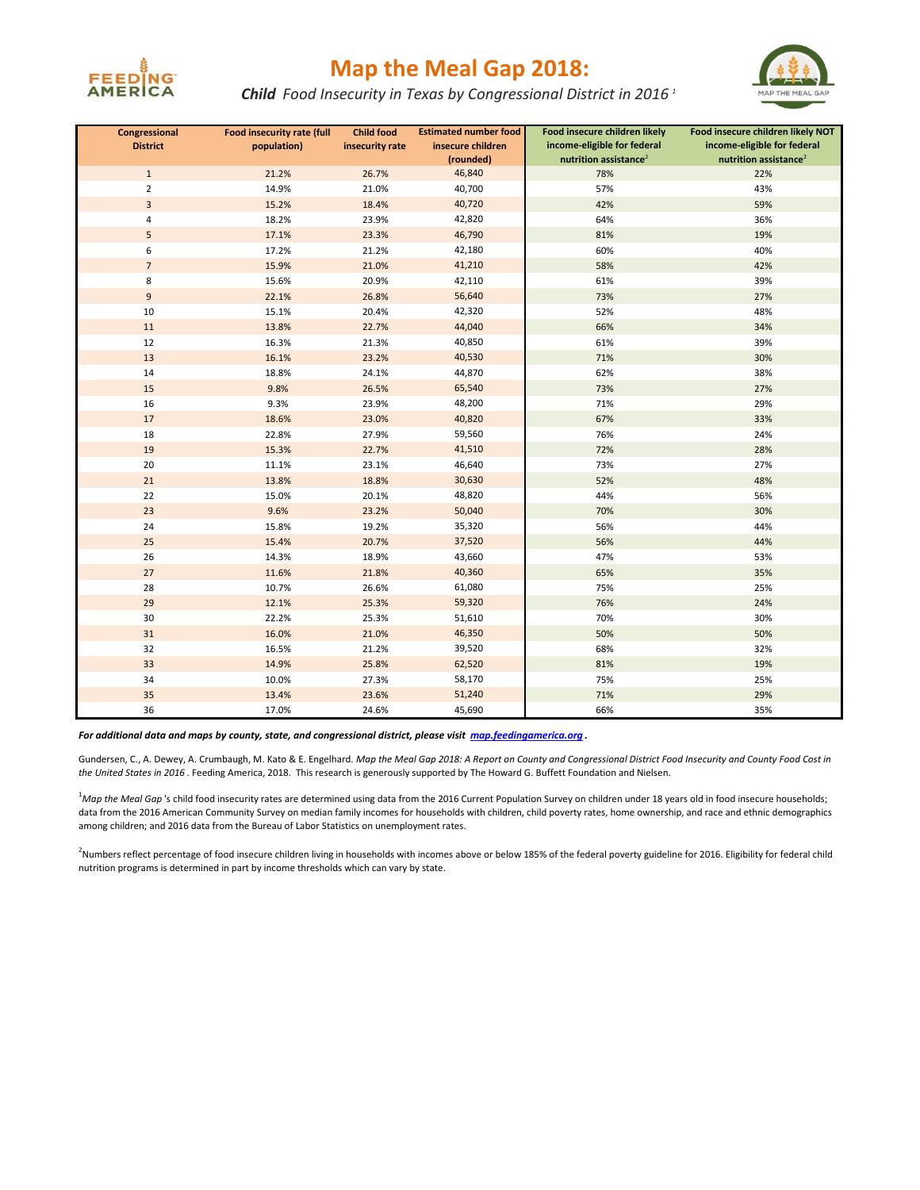# Map the Meal Gap 2018:

***Child** Food Insecurity in Texas by Congressional District in 2016* [1]

| Congressional District | Food insecurity rate (full population) | Child food insecurity rate | Estimated number food insecure children (rounded) | Food insecure children likely income-eligible for federal nutrition assistance[2] | Food insecure children likely NOT income-eligible for federal nutrition assistance[2] |
|---|---|---|---|---|---|
| 1 | 21.2% | 26.7% | 46,840 | 78% | 22% |
| 2 | 14.9% | 21.0% | 40,700 | 57% | 43% |
| 3 | 15.2% | 18.4% | 40,720 | 42% | 59% |
| 4 | 18.2% | 23.9% | 42,820 | 64% | 36% |
| 5 | 17.1% | 23.3% | 46,790 | 81% | 19% |
| 6 | 17.2% | 21.2% | 42,180 | 60% | 40% |
| 7 | 15.9% | 21.0% | 41,210 | 58% | 42% |
| 8 | 15.6% | 20.9% | 42,110 | 61% | 39% |
| 9 | 22.1% | 26.8% | 56,640 | 73% | 27% |
| 10 | 15.1% | 20.4% | 42,320 | 52% | 48% |
| 11 | 13.8% | 22.7% | 44,040 | 66% | 34% |
| 12 | 16.3% | 21.3% | 40,850 | 61% | 39% |
| 13 | 16.1% | 23.2% | 40,530 | 71% | 30% |
| 14 | 18.8% | 24.1% | 44,870 | 62% | 38% |
| 15 | 9.8% | 26.5% | 65,540 | 73% | 27% |
| 16 | 9.3% | 23.9% | 48,200 | 71% | 29% |
| 17 | 18.6% | 23.0% | 40,820 | 67% | 33% |
| 18 | 22.8% | 27.9% | 59,560 | 76% | 24% |
| 19 | 15.3% | 22.7% | 41,510 | 72% | 28% |
| 20 | 11.1% | 23.1% | 46,640 | 73% | 27% |
| 21 | 13.8% | 18.8% | 30,630 | 52% | 48% |
| 22 | 15.0% | 20.1% | 48,820 | 44% | 56% |
| 23 | 9.6% | 23.2% | 50,040 | 70% | 30% |
| 24 | 15.8% | 19.2% | 35,320 | 56% | 44% |
| 25 | 15.4% | 20.7% | 37,520 | 56% | 44% |
| 26 | 14.3% | 18.9% | 43,660 | 47% | 53% |
| 27 | 11.6% | 21.8% | 40,360 | 65% | 35% |
| 28 | 10.7% | 26.6% | 61,080 | 75% | 25% |
| 29 | 12.1% | 25.3% | 59,320 | 76% | 24% |
| 30 | 22.2% | 25.3% | 51,610 | 70% | 30% |
| 31 | 16.0% | 21.0% | 46,350 | 50% | 50% |
| 32 | 16.5% | 21.2% | 39,520 | 68% | 32% |
| 33 | 14.9% | 25.8% | 62,520 | 81% | 19% |
| 34 | 10.0% | 27.3% | 58,170 | 75% | 25% |
| 35 | 13.4% | 23.6% | 51,240 | 71% | 29% |
| 36 | 17.0% | 24.6% | 45,690 | 66% | 35% |

***For additional data and maps by county, state, and congressional district, please visit map.feedingamerica.org .***

Gundersen, C., A. Dewey, A. Crumbaugh, M. Kato & E. Engelhard. *Map the Meal Gap 2018: A Report on County and Congressional District Food Insecurity and County Food Cost in the United States in 2016* . Feeding America, 2018. This research is generously supported by The Howard G. Buffett Foundation and Nielsen.

[1] *Map the Meal Gap* 's child food insecurity rates are determined using data from the 2016 Current Population Survey on children under 18 years old in food insecure households; data from the 2016 American Community Survey on median family incomes for households with children, child poverty rates, home ownership, and race and ethnic demographics among children; and 2016 data from the Bureau of Labor Statistics on unemployment rates.

[2] Numbers reflect percentage of food insecure children living in households with incomes above or below 185% of the federal poverty guideline for 2016. Eligibility for federal child nutrition programs is determined in part by income thresholds which can vary by state.